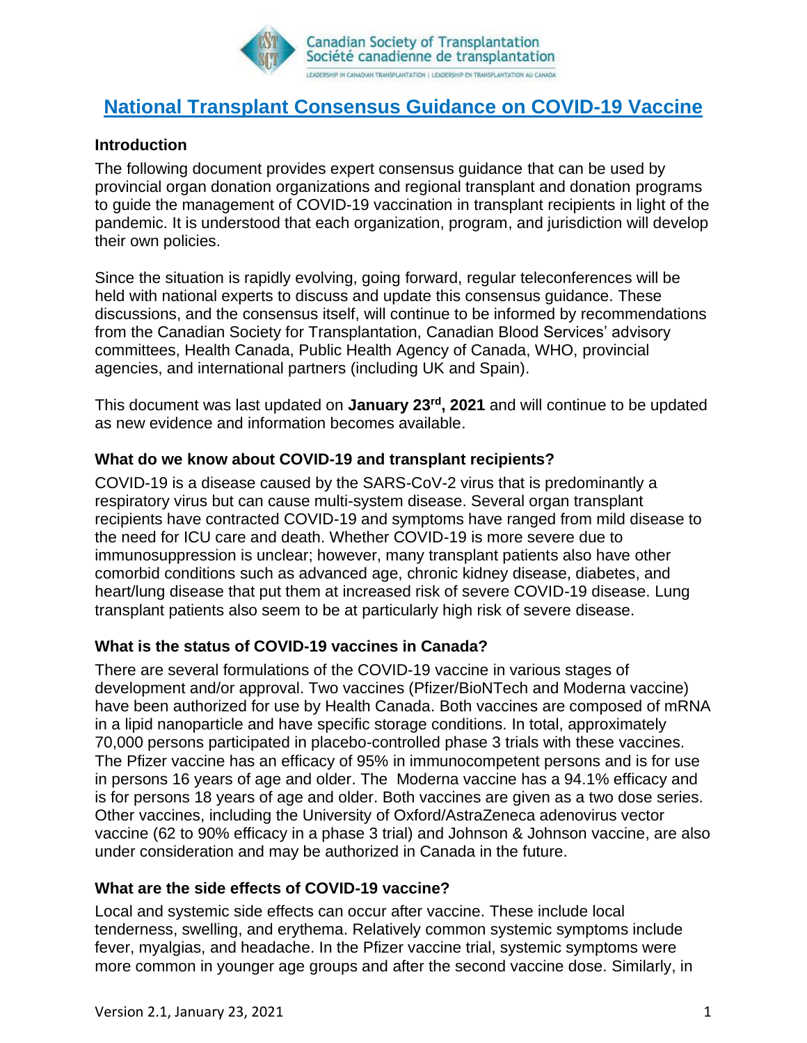Canadian Society of Transplantation
Société canadienne de transplantation
LEADERSHIP IN CANADIAN TRANSPLANTATION | LEADERSHIP EN TRANSPLANTATION AU CANADA

# National Transplant Consensus Guidance on COVID-19 Vaccine

### Introduction

The following document provides expert consensus guidance that can be used by provincial organ donation organizations and regional transplant and donation programs to guide the management of COVID-19 vaccination in transplant recipients in light of the pandemic. It is understood that each organization, program, and jurisdiction will develop their own policies.

Since the situation is rapidly evolving, going forward, regular teleconferences will be held with national experts to discuss and update this consensus guidance. These discussions, and the consensus itself, will continue to be informed by recommendations from the Canadian Society for Transplantation, Canadian Blood Services' advisory committees, Health Canada, Public Health Agency of Canada, WHO, provincial agencies, and international partners (including UK and Spain).

This document was last updated on **January 23rd, 2021** and will continue to be updated as new evidence and information becomes available.

### What do we know about COVID-19 and transplant recipients?

COVID-19 is a disease caused by the SARS-CoV-2 virus that is predominantly a respiratory virus but can cause multi-system disease. Several organ transplant recipients have contracted COVID-19 and symptoms have ranged from mild disease to the need for ICU care and death. Whether COVID-19 is more severe due to immunosuppression is unclear; however, many transplant patients also have other comorbid conditions such as advanced age, chronic kidney disease, diabetes, and heart/lung disease that put them at increased risk of severe COVID-19 disease. Lung transplant patients also seem to be at particularly high risk of severe disease.

### What is the status of COVID-19 vaccines in Canada?

There are several formulations of the COVID-19 vaccine in various stages of development and/or approval. Two vaccines (Pfizer/BioNTech and Moderna vaccine) have been authorized for use by Health Canada. Both vaccines are composed of mRNA in a lipid nanoparticle and have specific storage conditions. In total, approximately 70,000 persons participated in placebo-controlled phase 3 trials with these vaccines. The Pfizer vaccine has an efficacy of 95% in immunocompetent persons and is for use in persons 16 years of age and older. The Moderna vaccine has a 94.1% efficacy and is for persons 18 years of age and older. Both vaccines are given as a two dose series. Other vaccines, including the University of Oxford/AstraZeneca adenovirus vector vaccine (62 to 90% efficacy in a phase 3 trial) and Johnson & Johnson vaccine, are also under consideration and may be authorized in Canada in the future.

### What are the side effects of COVID-19 vaccine?

Local and systemic side effects can occur after vaccine. These include local tenderness, swelling, and erythema. Relatively common systemic symptoms include fever, myalgias, and headache. In the Pfizer vaccine trial, systemic symptoms were more common in younger age groups and after the second vaccine dose. Similarly, in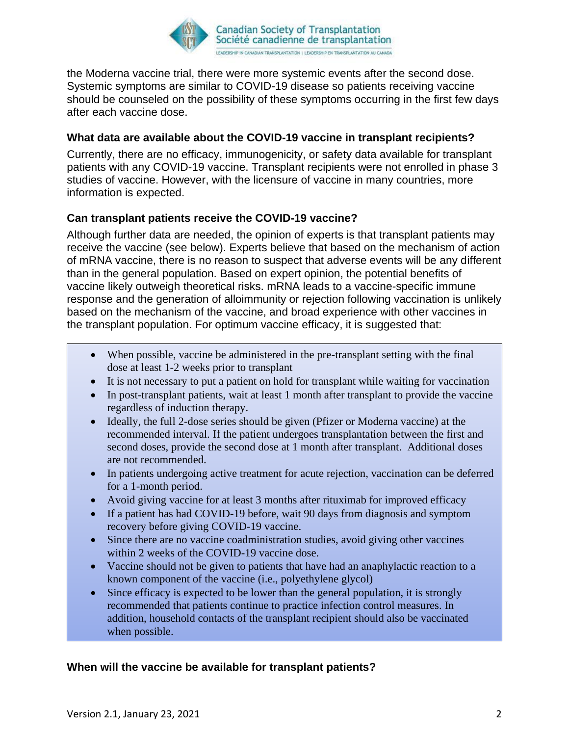the Moderna vaccine trial, there were more systemic events after the second dose. Systemic symptoms are similar to COVID-19 disease so patients receiving vaccine should be counseled on the possibility of these symptoms occurring in the first few days after each vaccine dose.

### What data are available about the COVID-19 vaccine in transplant recipients?

Currently, there are no efficacy, immunogenicity, or safety data available for transplant patients with any COVID-19 vaccine. Transplant recipients were not enrolled in phase 3 studies of vaccine. However, with the licensure of vaccine in many countries, more information is expected.

### Can transplant patients receive the COVID-19 vaccine?

Although further data are needed, the opinion of experts is that transplant patients may receive the vaccine (see below). Experts believe that based on the mechanism of action of mRNA vaccine, there is no reason to suspect that adverse events will be any different than in the general population. Based on expert opinion, the potential benefits of vaccine likely outweigh theoretical risks. mRNA leads to a vaccine-specific immune response and the generation of alloimmunity or rejection following vaccination is unlikely based on the mechanism of the vaccine, and broad experience with other vaccines in the transplant population. For optimum vaccine efficacy, it is suggested that:

- When possible, vaccine be administered in the pre-transplant setting with the final dose at least 1-2 weeks prior to transplant
- It is not necessary to put a patient on hold for transplant while waiting for vaccination
- In post-transplant patients, wait at least 1 month after transplant to provide the vaccine regardless of induction therapy.
- Ideally, the full 2-dose series should be given (Pfizer or Moderna vaccine) at the recommended interval. If the patient undergoes transplantation between the first and second doses, provide the second dose at 1 month after transplant. Additional doses are not recommended.
- In patients undergoing active treatment for acute rejection, vaccination can be deferred for a 1-month period.
- Avoid giving vaccine for at least 3 months after rituximab for improved efficacy
- If a patient has had COVID-19 before, wait 90 days from diagnosis and symptom recovery before giving COVID-19 vaccine.
- Since there are no vaccine coadministration studies, avoid giving other vaccines within 2 weeks of the COVID-19 vaccine dose.
- Vaccine should not be given to patients that have had an anaphylactic reaction to a known component of the vaccine (i.e., polyethylene glycol)
- Since efficacy is expected to be lower than the general population, it is strongly recommended that patients continue to practice infection control measures. In addition, household contacts of the transplant recipient should also be vaccinated when possible.

### When will the vaccine be available for transplant patients?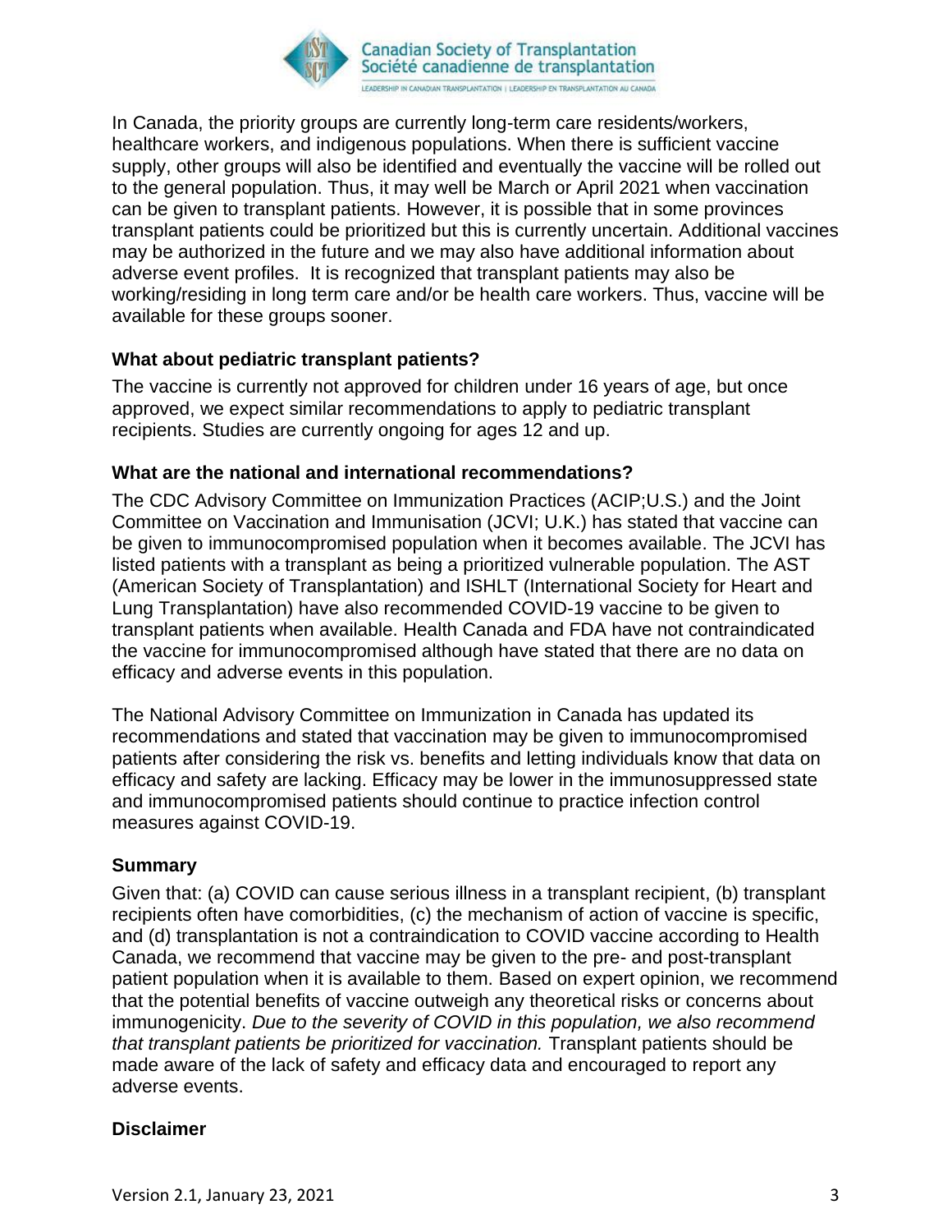In Canada, the priority groups are currently long-term care residents/workers, healthcare workers, and indigenous populations. When there is sufficient vaccine supply, other groups will also be identified and eventually the vaccine will be rolled out to the general population. Thus, it may well be March or April 2021 when vaccination can be given to transplant patients. However, it is possible that in some provinces transplant patients could be prioritized but this is currently uncertain. Additional vaccines may be authorized in the future and we may also have additional information about adverse event profiles. It is recognized that transplant patients may also be working/residing in long term care and/or be health care workers. Thus, vaccine will be available for these groups sooner.

### What about pediatric transplant patients?

The vaccine is currently not approved for children under 16 years of age, but once approved, we expect similar recommendations to apply to pediatric transplant recipients. Studies are currently ongoing for ages 12 and up.

### What are the national and international recommendations?

The CDC Advisory Committee on Immunization Practices (ACIP;U.S.) and the Joint Committee on Vaccination and Immunisation (JCVI; U.K.) has stated that vaccine can be given to immunocompromised population when it becomes available. The JCVI has listed patients with a transplant as being a prioritized vulnerable population. The AST (American Society of Transplantation) and ISHLT (International Society for Heart and Lung Transplantation) have also recommended COVID-19 vaccine to be given to transplant patients when available. Health Canada and FDA have not contraindicated the vaccine for immunocompromised although have stated that there are no data on efficacy and adverse events in this population.

The National Advisory Committee on Immunization in Canada has updated its recommendations and stated that vaccination may be given to immunocompromised patients after considering the risk vs. benefits and letting individuals know that data on efficacy and safety are lacking. Efficacy may be lower in the immunosuppressed state and immunocompromised patients should continue to practice infection control measures against COVID-19.

### Summary

Given that: (a) COVID can cause serious illness in a transplant recipient, (b) transplant recipients often have comorbidities, (c) the mechanism of action of vaccine is specific, and (d) transplantation is not a contraindication to COVID vaccine according to Health Canada, we recommend that vaccine may be given to the pre- and post-transplant patient population when it is available to them. Based on expert opinion, we recommend that the potential benefits of vaccine outweigh any theoretical risks or concerns about immunogenicity. *Due to the severity of COVID in this population, we also recommend that transplant patients be prioritized for vaccination.* Transplant patients should be made aware of the lack of safety and efficacy data and encouraged to report any adverse events.

### Disclaimer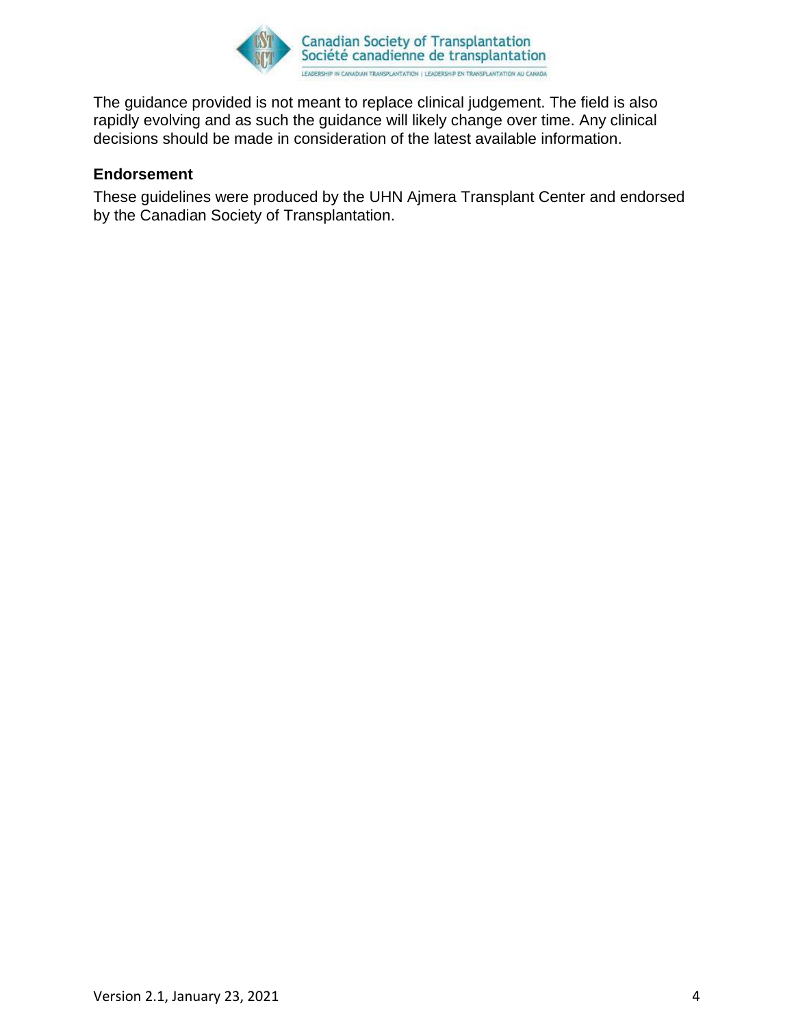The guidance provided is not meant to replace clinical judgement. The field is also rapidly evolving and as such the guidance will likely change over time. Any clinical decisions should be made in consideration of the latest available information.

### Endorsement

These guidelines were produced by the UHN Ajmera Transplant Center and endorsed by the Canadian Society of Transplantation.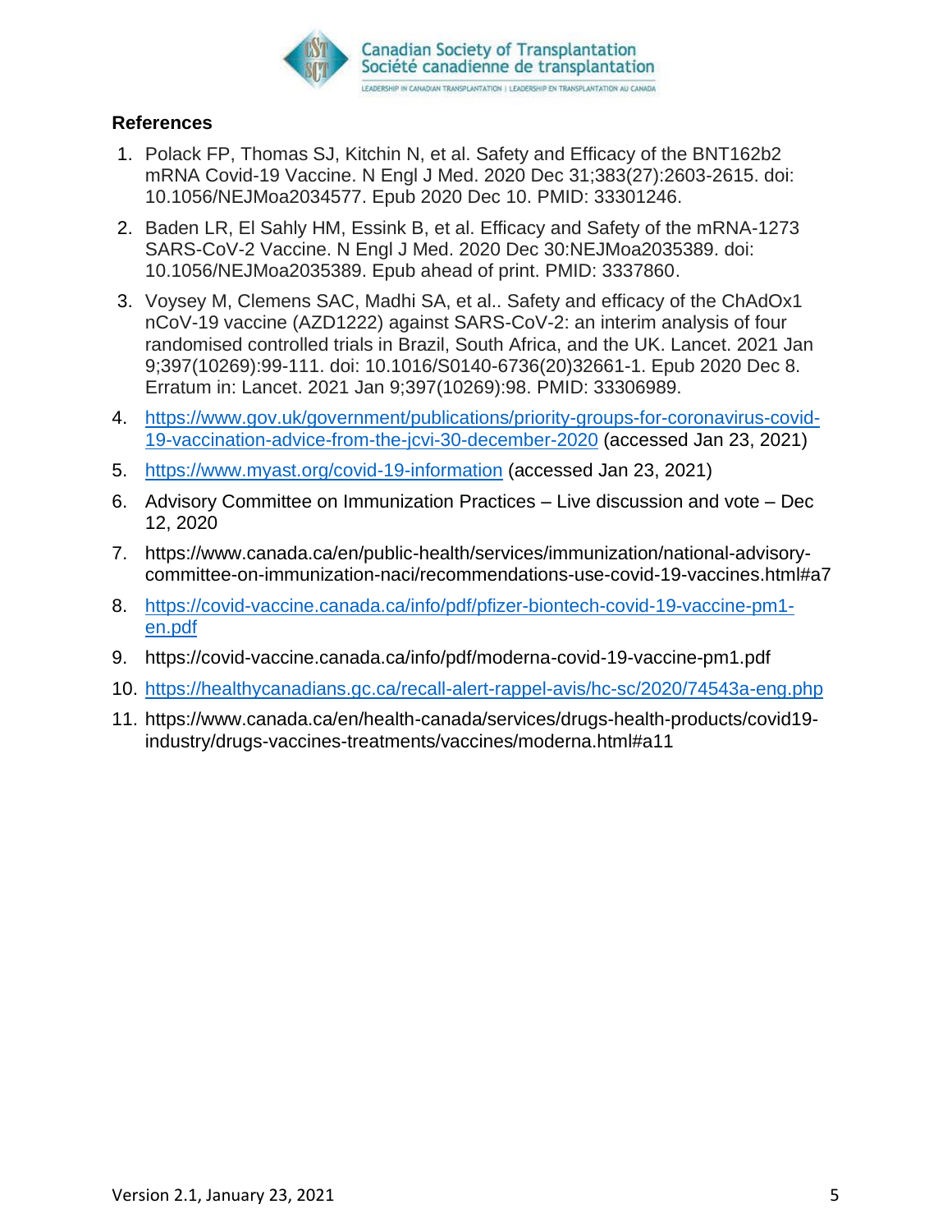## References

1. Polack FP, Thomas SJ, Kitchin N, et al. Safety and Efficacy of the BNT162b2 mRNA Covid-19 Vaccine. N Engl J Med. 2020 Dec 31;383(27):2603-2615. doi: 10.1056/NEJMoa2034577. Epub 2020 Dec 10. PMID: 33301246.
2. Baden LR, El Sahly HM, Essink B, et al. Efficacy and Safety of the mRNA-1273 SARS-CoV-2 Vaccine. N Engl J Med. 2020 Dec 30:NEJMoa2035389. doi: 10.1056/NEJMoa2035389. Epub ahead of print. PMID: 3337860.
3. Voysey M, Clemens SAC, Madhi SA, et al.. Safety and efficacy of the ChAdOx1 nCoV-19 vaccine (AZD1222) against SARS-CoV-2: an interim analysis of four randomised controlled trials in Brazil, South Africa, and the UK. Lancet. 2021 Jan 9;397(10269):99-111. doi: 10.1016/S0140-6736(20)32661-1. Epub 2020 Dec 8. Erratum in: Lancet. 2021 Jan 9;397(10269):98. PMID: 33306989.
4. https://www.gov.uk/government/publications/priority-groups-for-coronavirus-covid-19-vaccination-advice-from-the-jcvi-30-december-2020 (accessed Jan 23, 2021)
5. https://www.myast.org/covid-19-information (accessed Jan 23, 2021)
6. Advisory Committee on Immunization Practices – Live discussion and vote – Dec 12, 2020
7. https://www.canada.ca/en/public-health/services/immunization/national-advisory-committee-on-immunization-naci/recommendations-use-covid-19-vaccines.html#a7
8. https://covid-vaccine.canada.ca/info/pdf/pfizer-biontech-covid-19-vaccine-pm1-en.pdf
9. https://covid-vaccine.canada.ca/info/pdf/moderna-covid-19-vaccine-pm1.pdf
10. https://healthycanadians.gc.ca/recall-alert-rappel-avis/hc-sc/2020/74543a-eng.php
11. https://www.canada.ca/en/health-canada/services/drugs-health-products/covid19-industry/drugs-vaccines-treatments/vaccines/moderna.html#a11